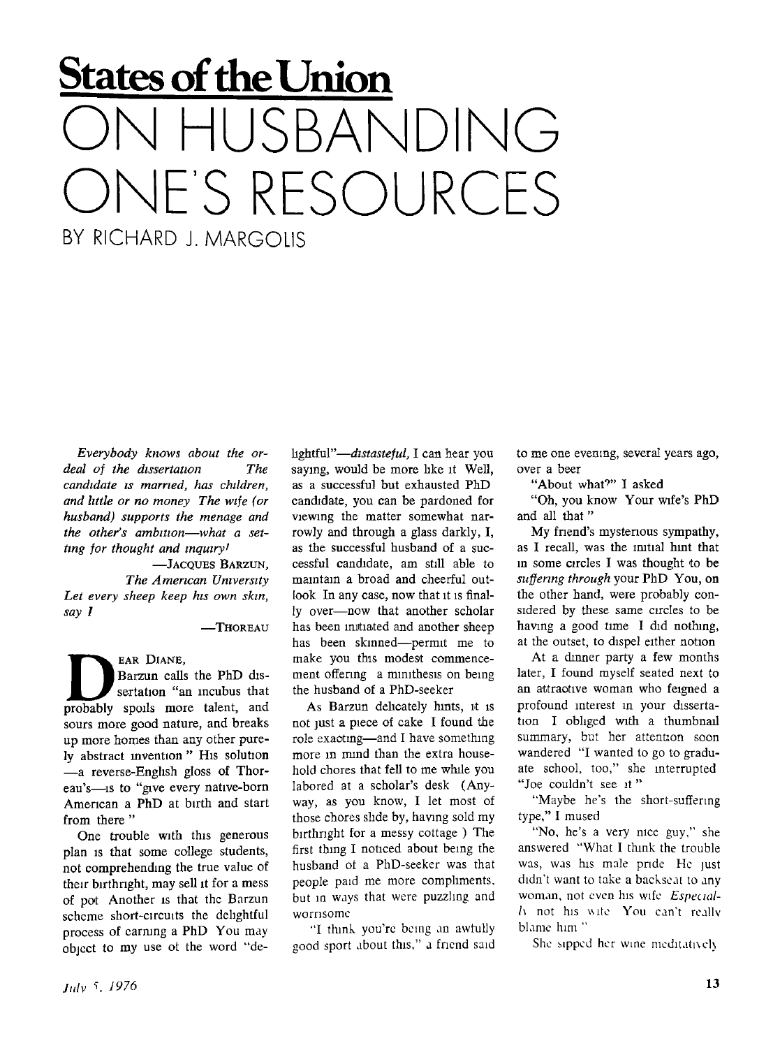# States of the Union

# ON HUSBANDING ONE'S RESOURCES

BY RICHARD J. MARGOLIS

*Everybody knows about the ordeal of the dissertation The candidate is married, has children, and little or no money The wife (or husband) supports the menage and the other's ambition—what a setting for thought and inquiry!*

—JACQUES BARZUN, *The American University*

*Let every sheep keep his own skin, say I*

—THOREAU

DEAR DIANE,

Barzun calls the PhD dissertation "an incubus that probably spoils more talent, and sours more good nature, and breaks up more homes than any other purely abstract invention " His solution —a reverse-English gloss of Thoreau's—is to "give every native-born American a PhD at birth and start from there "

One trouble with this generous plan is that some college students, not comprehending the true value of their birthright, may sell it for a mess of pot Another is that the Barzun scheme short-circuits the delightful process of earning a PhD You may object to my use of the word "delightful"—*distasteful,* I can hear you saying, would be more like it Well, as a successful but exhausted PhD candidate, you can be pardoned for viewing the matter somewhat narrowly and through a glass darkly, I, as the successful husband of a successful candidate, am still able to maintain a broad and cheerful outlook In any case, now that it is finally over—now that another scholar has been initiated and another sheep has been skinned—permit me to make you this modest commencement offering a minithesis on being the husband of a PhD-seeker

As Barzun delicately hints, it is not just a piece of cake I found the role exacting—and I have something more in mind than the extra household chores that fell to me while you labored at a scholar's desk (Anyway, as you know, I let most of those chores slide by, having sold my birthright for a messy cottage ) The first thing I noticed about being the husband of a PhD-seeker was that people paid me more compliments, but in ways that were puzzling and worrisome

"I think you're being an awfully good sport about this," a friend said to me one evening, several years ago, over a beer

"About what?" I asked

"Oh, you know Your wife's PhD and all that "

My friend's mysterious sympathy, as I recall, was the initial hint that in some circles I was thought to be *suffering through* your PhD You, on the other hand, were probably considered by these same circles to be having a good time I did nothing, at the outset, to dispel either notion

At a dinner party a few months later, I found myself seated next to an attractive woman who feigned a profound interest in your dissertation I obliged with a thumbnail summary, but her attention soon wandered "I wanted to go to graduate school, too," she interrupted "Joe couldn't see it "

"Maybe he's the short-suffering type," I mused

"No, he's a very nice guy," she answered "What I think the trouble was, was his male pride He just didn't want to take a backseat to any woman, not even his wife *Especially* not his wife You can't really blame him "

She sipped her wine meditatively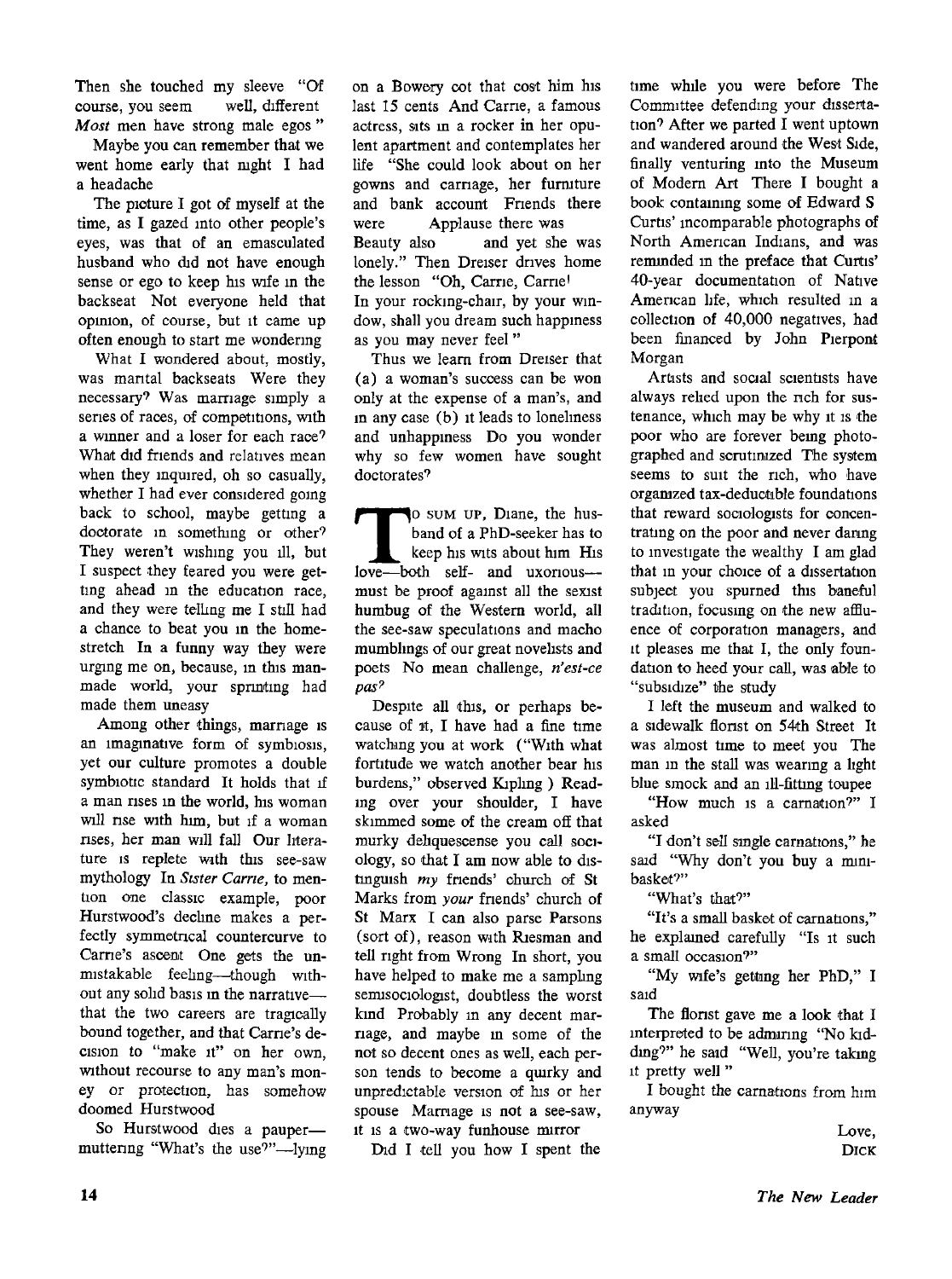Then she touched my sleeve "Of course, you seem well, different *Most* men have strong male egos "

Maybe you can remember that we went home early that night I had a headache

The picture I got of myself at the time, as I gazed into other people's eyes, was that of an emasculated husband who did not have enough sense or ego to keep his wife in the backseat Not everyone held that opinion, of course, but it came up often enough to start me wondering

What I wondered about, mostly, was marital backseats Were they necessary? Was marriage simply a series of races, of competitions, with a winner and a loser for each race? What did friends and relatives mean when they inquired, oh so casually, whether I had ever considered going back to school, maybe getting a doctorate in something or other? They weren't wishing you ill, but I suspect they feared you were getting ahead in the education race, and they were telling me I still had a chance to beat you in the homestretch In a funny way they were urging me on, because, in this man-made world, your sprinting had made them uneasy

Among other things, marriage is an imaginative form of symbiosis, yet our culture promotes a double symbiotic standard It holds that if a man rises in the world, his woman will rise with him, but if a woman rises, her man will fall Our literature is replete with this see-saw mythology In *Sister Carrie*, to mention one classic example, poor Hurstwood's decline makes a perfectly symmetrical countercurve to Carrie's ascent One gets the unmistakable feeling—though without any solid basis in the narrative—that the two careers are tragically bound together, and that Carrie's decision to "make it" on her own, without recourse to any man's money or protection, has somehow doomed Hurstwood

So Hurstwood dies a pauper—muttering "What's the use?"—lying on a Bowery cot that cost him his last 15 cents And Carrie, a famous actress, sits in a rocker in her opulent apartment and contemplates her life "She could look about on her gowns and carriage, her furniture and bank account Friends there were Applause there was Beauty also and yet she was lonely." Then Dreiser drives home the lesson "Oh, Carrie, Carrie! In your rocking-chair, by your window, shall you dream such happiness as you may never feel "

Thus we learn from Dreiser that (a) a woman's success can be won only at the expense of a man's, and in any case (b) it leads to loneliness and unhappiness Do you wonder why so few women have sought doctorates?

To sum up, Diane, the husband of a PhD-seeker has to keep his wits about him His love—both self- and uxorious—must be proof against all the sexist humbug of the Western world, all the see-saw speculations and macho mumblings of our great novelists and poets No mean challenge, *n'est-ce pas?*

Despite all this, or perhaps because of it, I have had a fine time watching you at work ("With what fortitude we watch another bear his burdens," observed Kipling ) Reading over your shoulder, I have skimmed some of the cream off that murky deliquescense you call sociology, so that I am now able to distinguish *my* friends' church of St Marks from *your* friends' church of St Marx I can also parse Parsons (sort of), reason with Riesman and tell right from Wrong In short, you have helped to make me a sampling semisociologist, doubtless the worst kind Probably in any decent marriage, and maybe in some of the not so decent ones as well, each person tends to become a quirky and unpredictable version of his or her spouse Marriage is not a see-saw, it is a two-way funhouse mirror

Did I tell you how I spent the time while you were before The Committee defending your dissertation? After we parted I went uptown and wandered around the West Side, finally venturing into the Museum of Modern Art There I bought a book containing some of Edward S Curtis' incomparable photographs of North American Indians, and was reminded in the preface that Curtis' 40-year documentation of Native American life, which resulted in a collection of 40,000 negatives, had been financed by John Pierpont Morgan

Artists and social scientists have always relied upon the rich for sustenance, which may be why it is the poor who are forever being photographed and scrutinized The system seems to suit the rich, who have organized tax-deductible foundations that reward sociologists for concentrating on the poor and never daring to investigate the wealthy I am glad that in your choice of a dissertation subject you spurned this baneful tradition, focusing on the new affluence of corporation managers, and it pleases me that I, the only foundation to heed your call, was able to "subsidize" the study

I left the museum and walked to a sidewalk florist on 54th Street It was almost time to meet you The man in the stall was wearing a light blue smock and an ill-fitting toupee

"How much is a carnation?" I asked

"I don't sell single carnations," he said "Why don't you buy a mini-basket?"

"What's that?"

"It's a small basket of carnations," he explained carefully "Is it such a small occasion?"

"My wife's getting her PhD," I said

The florist gave me a look that I interpreted to be admiring "No kidding?" he said "Well, you're taking it pretty well "

I bought the carnations from him anyway

Love,
DICK